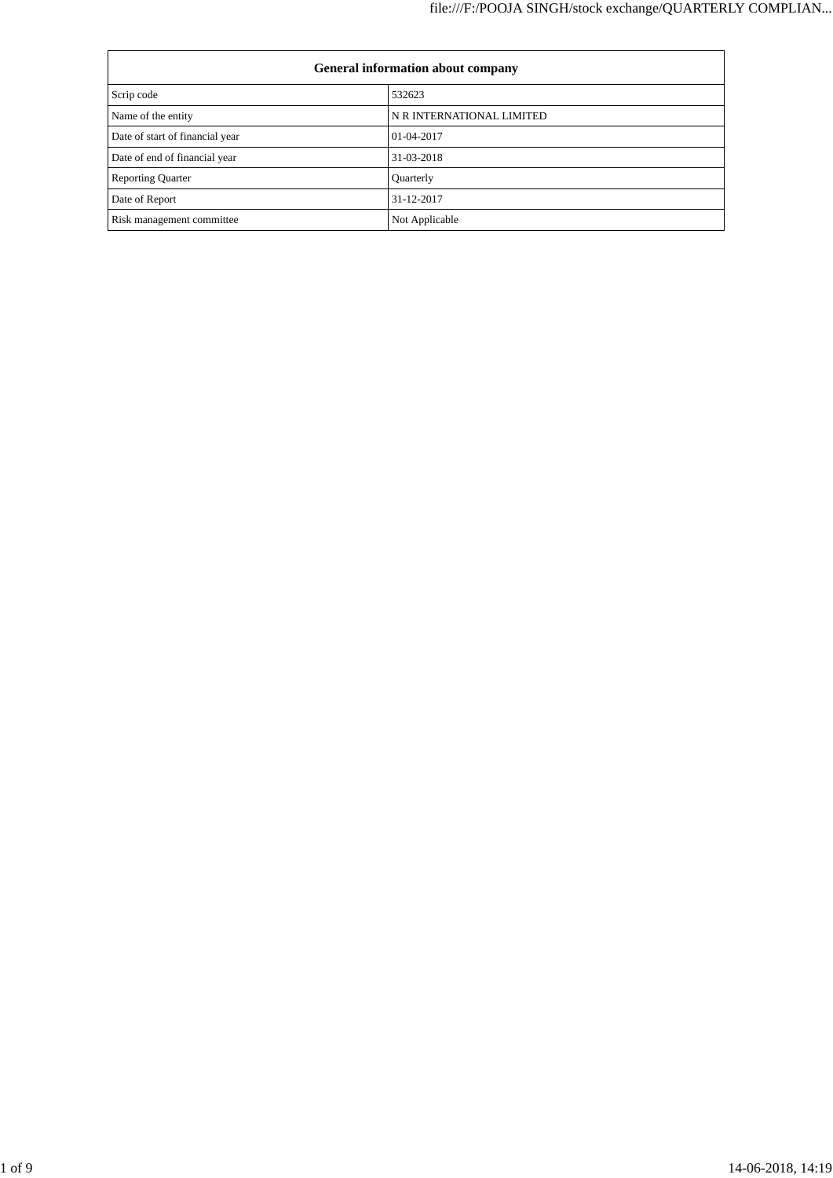| General information about company | |
|---|---|
| Scrip code | 532623 |
| Name of the entity | N R INTERNATIONAL LIMITED |
| Date of start of financial year | 01-04-2017 |
| Date of end of financial year | 31-03-2018 |
| Reporting Quarter | Quarterly |
| Date of Report | 31-12-2017 |
| Risk management committee | Not Applicable |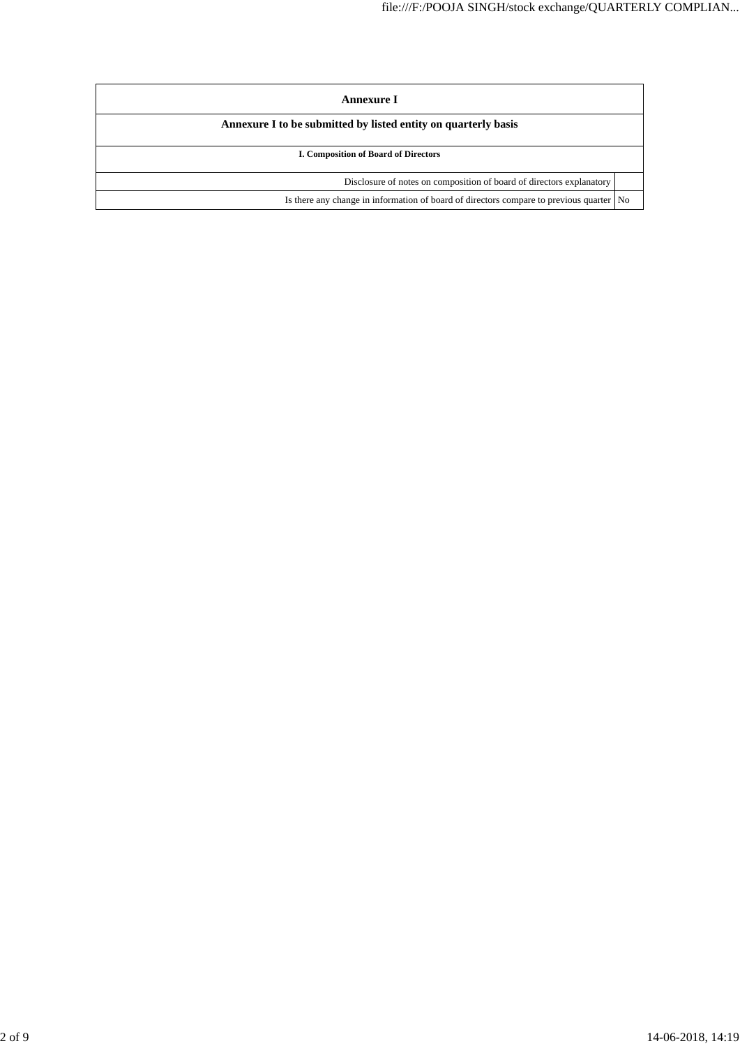| Annexure I | |
|---|---|
| **Annexure I to be submitted by listed entity on quarterly basis** | |
| **I. Composition of Board of Directors** | |
| Disclosure of notes on composition of board of directors explanatory | |
| Is there any change in information of board of directors compare to previous quarter | No |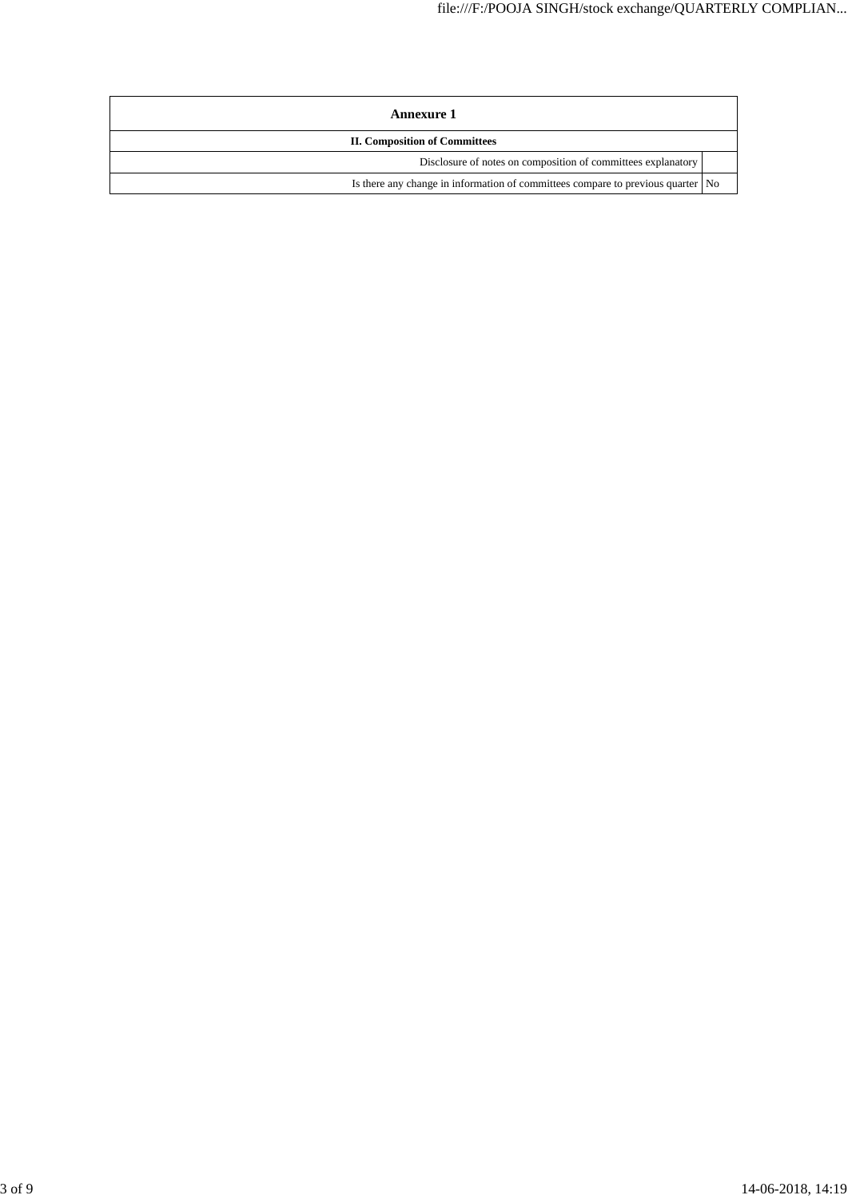| Annexure 1 | |
|---|---|
| **II. Composition of Committees** | |
| Disclosure of notes on composition of committees explanatory | |
| Is there any change in information of committees compare to previous quarter | No |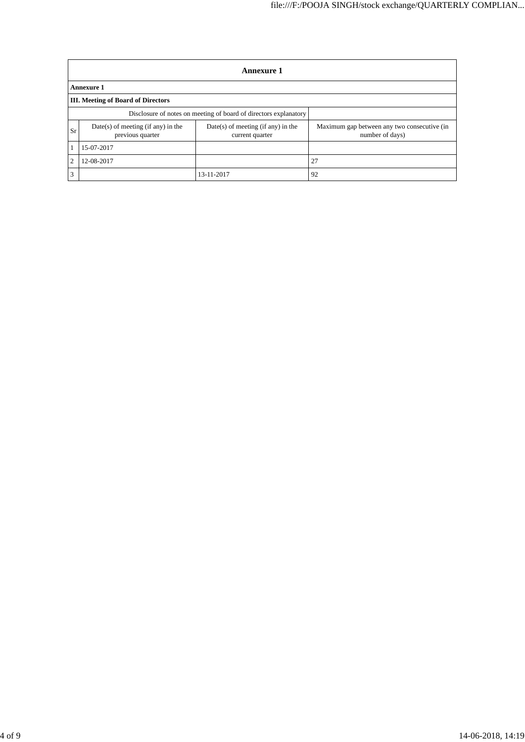| Annexure 1 | | | |
|---|---|---|---|
| **Annexure 1** | | | |
| **III. Meeting of Board of Directors** | | | |
| Disclosure of notes on meeting of board of directors explanatory | | | |
| Sr | Date(s) of meeting (if any) in the previous quarter | Date(s) of meeting (if any) in the current quarter | Maximum gap between any two consecutive (in number of days) |
| 1 | 15-07-2017 | | |
| 2 | 12-08-2017 | | 27 |
| 3 | | 13-11-2017 | 92 |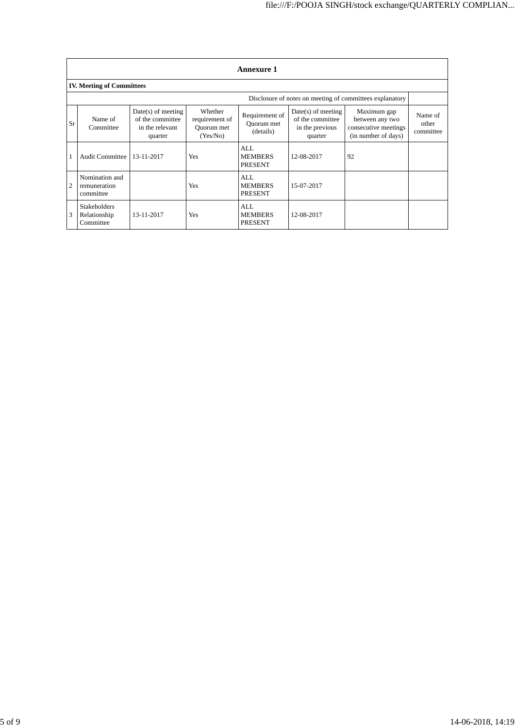## Annexure 1

### IV. Meeting of Committees

Disclosure of notes on meeting of committees explanatory

| Sr | Name of Committee | Date(s) of meeting of the committee in the relevant quarter | Whether requirement of Quorum met (Yes/No) | Requirement of Quorum met (details) | Date(s) of meeting of the committee in the previous quarter | Maximum gap between any two consecutive meetings (in number of days) | Name of other committee |
|---|---|---|---|---|---|---|---|
| 1 | Audit Committee | 13-11-2017 | Yes | ALL MEMBERS PRESENT | 12-08-2017 | 92 | |
| 2 | Nomination and remuneration committee | | Yes | ALL MEMBERS PRESENT | 15-07-2017 | | |
| 3 | Stakeholders Relationship Committee | 13-11-2017 | Yes | ALL MEMBERS PRESENT | 12-08-2017 | | |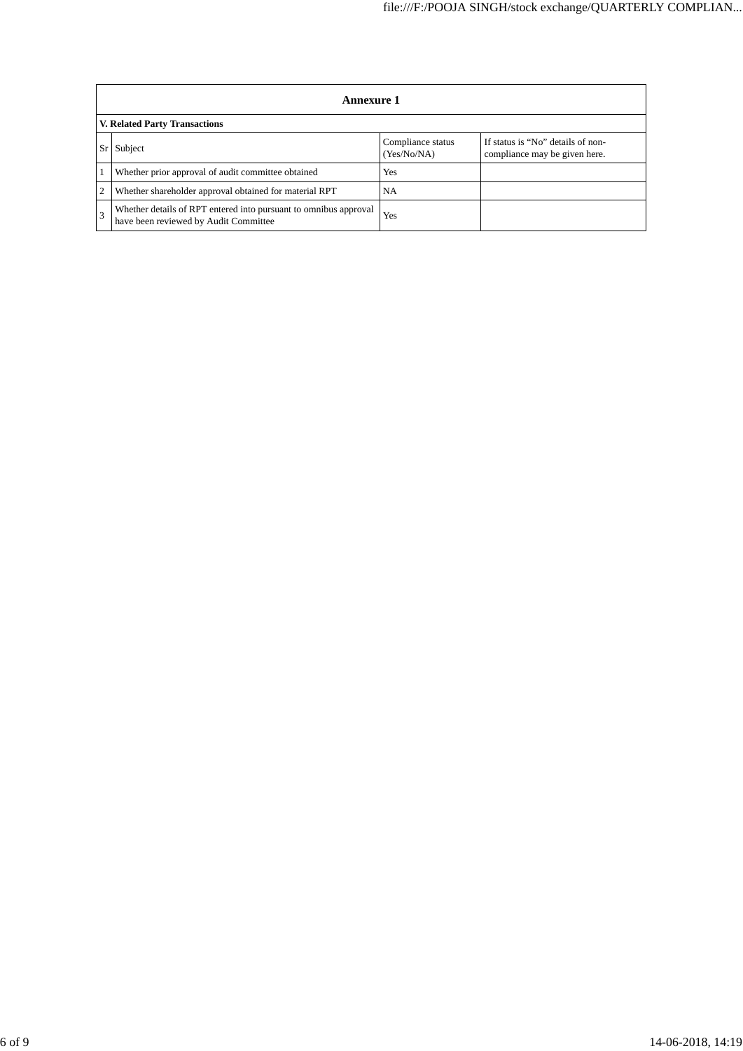## Annexure 1

**V. Related Party Transactions**

| Sr | Subject | Compliance status (Yes/No/NA) | If status is “No” details of non-compliance may be given here. |
|---|---|---|---|
| 1 | Whether prior approval of audit committee obtained | Yes | |
| 2 | Whether shareholder approval obtained for material RPT | NA | |
| 3 | Whether details of RPT entered into pursuant to omnibus approval have been reviewed by Audit Committee | Yes | |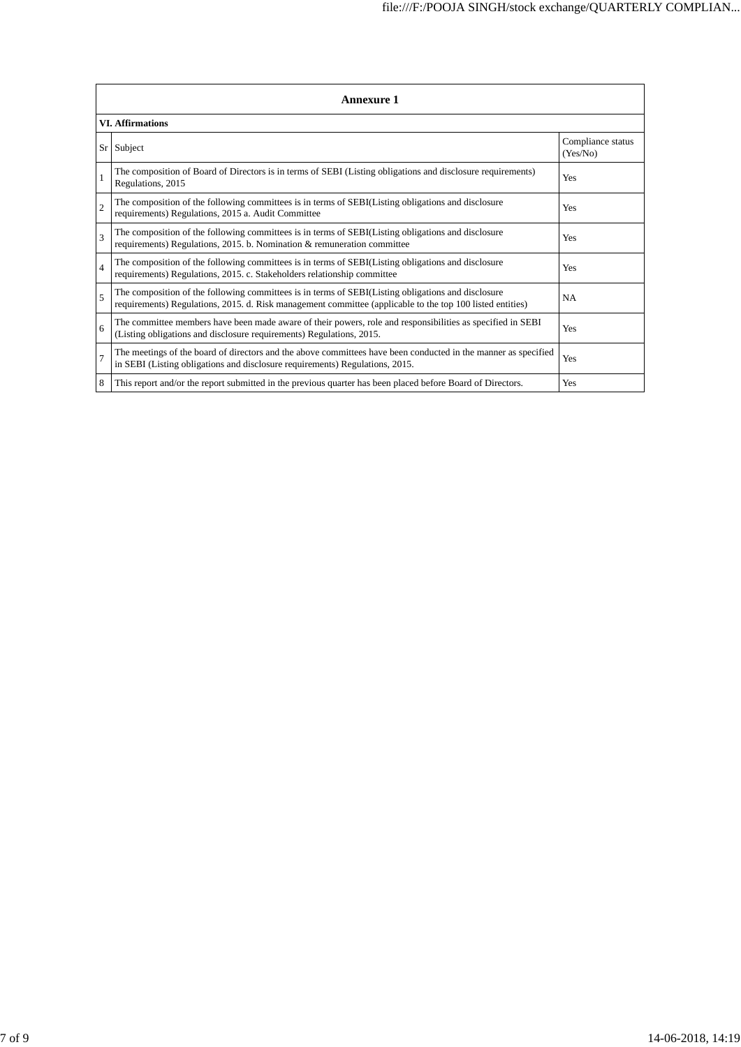| Annexure 1 | | |
|---|---|---|
| **VI. Affirmations** | | |
| Sr | Subject | Compliance status (Yes/No) |
| 1 | The composition of Board of Directors is in terms of SEBI (Listing obligations and disclosure requirements) Regulations, 2015 | Yes |
| 2 | The composition of the following committees is in terms of SEBI(Listing obligations and disclosure requirements) Regulations, 2015 a. Audit Committee | Yes |
| 3 | The composition of the following committees is in terms of SEBI(Listing obligations and disclosure requirements) Regulations, 2015. b. Nomination & remuneration committee | Yes |
| 4 | The composition of the following committees is in terms of SEBI(Listing obligations and disclosure requirements) Regulations, 2015. c. Stakeholders relationship committee | Yes |
| 5 | The composition of the following committees is in terms of SEBI(Listing obligations and disclosure requirements) Regulations, 2015. d. Risk management committee (applicable to the top 100 listed entities) | NA |
| 6 | The committee members have been made aware of their powers, role and responsibilities as specified in SEBI (Listing obligations and disclosure requirements) Regulations, 2015. | Yes |
| 7 | The meetings of the board of directors and the above committees have been conducted in the manner as specified in SEBI (Listing obligations and disclosure requirements) Regulations, 2015. | Yes |
| 8 | This report and/or the report submitted in the previous quarter has been placed before Board of Directors. | Yes |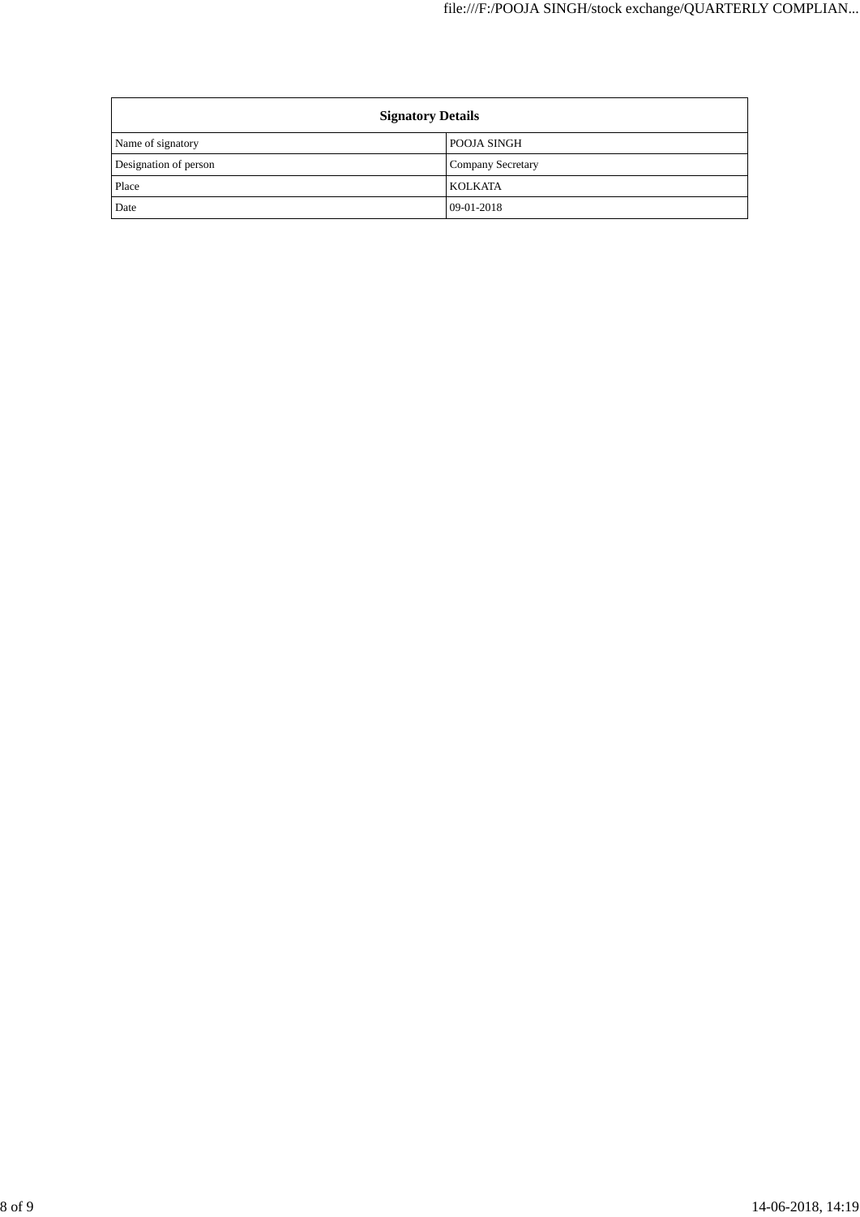| Signatory Details | |
| --- | --- |
| Name of signatory | POOJA SINGH |
| Designation of person | Company Secretary |
| Place | KOLKATA |
| Date | 09-01-2018 |